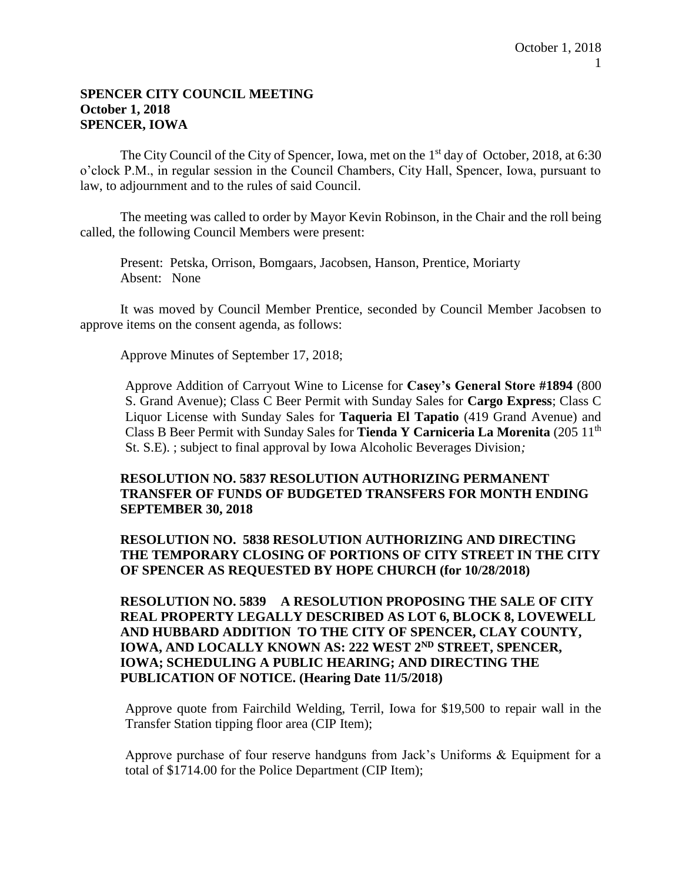**SPENCER CITY COUNCIL MEETING**
**October 1, 2018**
**SPENCER, IOWA**

The City Council of the City of Spencer, Iowa, met on the 1st day of October, 2018, at 6:30 o'clock P.M., in regular session in the Council Chambers, City Hall, Spencer, Iowa, pursuant to law, to adjournment and to the rules of said Council.

The meeting was called to order by Mayor Kevin Robinson, in the Chair and the roll being called, the following Council Members were present:

Present: Petska, Orrison, Bomgaars, Jacobsen, Hanson, Prentice, Moriarty
Absent: None

It was moved by Council Member Prentice, seconded by Council Member Jacobsen to approve items on the consent agenda, as follows:

Approve Minutes of September 17, 2018;

Approve Addition of Carryout Wine to License for **Casey's General Store #1894** (800 S. Grand Avenue); Class C Beer Permit with Sunday Sales for **Cargo Express**; Class C Liquor License with Sunday Sales for **Taqueria El Tapatio** (419 Grand Avenue) and Class B Beer Permit with Sunday Sales for **Tienda Y Carniceria La Morenita** (205 11th St. S.E). ; subject to final approval by Iowa Alcoholic Beverages Division*;*

**RESOLUTION NO. 5837 RESOLUTION AUTHORIZING PERMANENT TRANSFER OF FUNDS OF BUDGETED TRANSFERS FOR MONTH ENDING SEPTEMBER 30, 2018**

**RESOLUTION NO. 5838 RESOLUTION AUTHORIZING AND DIRECTING THE TEMPORARY CLOSING OF PORTIONS OF CITY STREET IN THE CITY OF SPENCER AS REQUESTED BY HOPE CHURCH (for 10/28/2018)**

**RESOLUTION NO. 5839 A RESOLUTION PROPOSING THE SALE OF CITY REAL PROPERTY LEGALLY DESCRIBED AS LOT 6, BLOCK 8, LOVEWELL AND HUBBARD ADDITION TO THE CITY OF SPENCER, CLAY COUNTY, IOWA, AND LOCALLY KNOWN AS: 222 WEST 2ND STREET, SPENCER, IOWA; SCHEDULING A PUBLIC HEARING; AND DIRECTING THE PUBLICATION OF NOTICE. (Hearing Date 11/5/2018)**

Approve quote from Fairchild Welding, Terril, Iowa for $19,500 to repair wall in the Transfer Station tipping floor area (CIP Item);

Approve purchase of four reserve handguns from Jack's Uniforms & Equipment for a total of $1714.00 for the Police Department (CIP Item);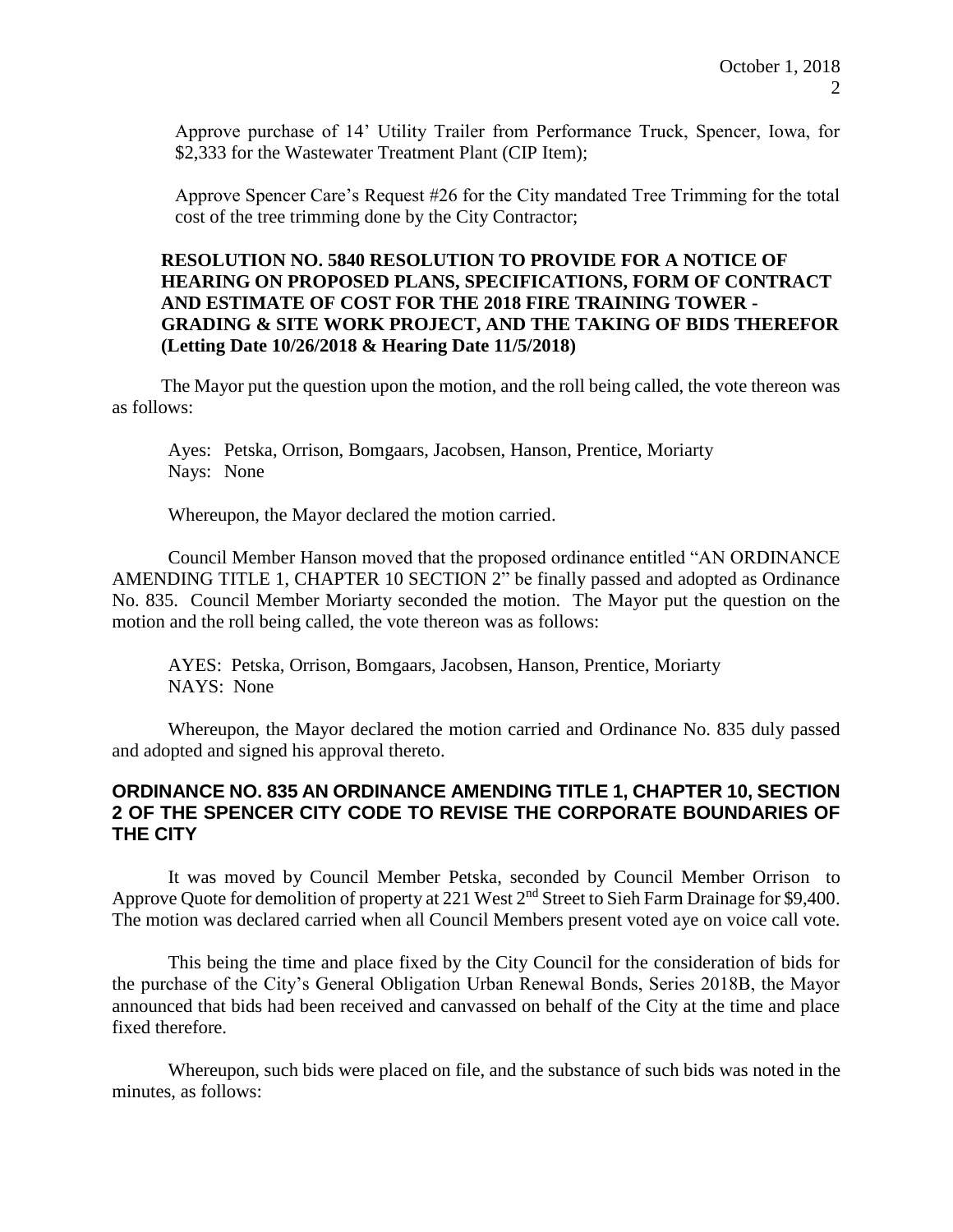Approve purchase of 14' Utility Trailer from Performance Truck, Spencer, Iowa, for $2,333 for the Wastewater Treatment Plant (CIP Item);

Approve Spencer Care's Request #26 for the City mandated Tree Trimming for the total cost of the tree trimming done by the City Contractor;

**RESOLUTION NO. 5840 RESOLUTION TO PROVIDE FOR A NOTICE OF HEARING ON PROPOSED PLANS, SPECIFICATIONS, FORM OF CONTRACT AND ESTIMATE OF COST FOR THE 2018 FIRE TRAINING TOWER - GRADING & SITE WORK PROJECT, AND THE TAKING OF BIDS THEREFOR (Letting Date 10/26/2018 & Hearing Date 11/5/2018)**

The Mayor put the question upon the motion, and the roll being called, the vote thereon was as follows:

Ayes: Petska, Orrison, Bomgaars, Jacobsen, Hanson, Prentice, Moriarty
Nays: None

Whereupon, the Mayor declared the motion carried.

Council Member Hanson moved that the proposed ordinance entitled "AN ORDINANCE AMENDING TITLE 1, CHAPTER 10 SECTION 2" be finally passed and adopted as Ordinance No. 835. Council Member Moriarty seconded the motion. The Mayor put the question on the motion and the roll being called, the vote thereon was as follows:

AYES: Petska, Orrison, Bomgaars, Jacobsen, Hanson, Prentice, Moriarty
NAYS: None

Whereupon, the Mayor declared the motion carried and Ordinance No. 835 duly passed and adopted and signed his approval thereto.

**ORDINANCE NO. 835 AN ORDINANCE AMENDING TITLE 1, CHAPTER 10, SECTION 2 OF THE SPENCER CITY CODE TO REVISE THE CORPORATE BOUNDARIES OF THE CITY**

It was moved by Council Member Petska, seconded by Council Member Orrison to Approve Quote for demolition of property at 221 West 2nd Street to Sieh Farm Drainage for $9,400. The motion was declared carried when all Council Members present voted aye on voice call vote.

This being the time and place fixed by the City Council for the consideration of bids for the purchase of the City's General Obligation Urban Renewal Bonds, Series 2018B, the Mayor announced that bids had been received and canvassed on behalf of the City at the time and place fixed therefore.

Whereupon, such bids were placed on file, and the substance of such bids was noted in the minutes, as follows: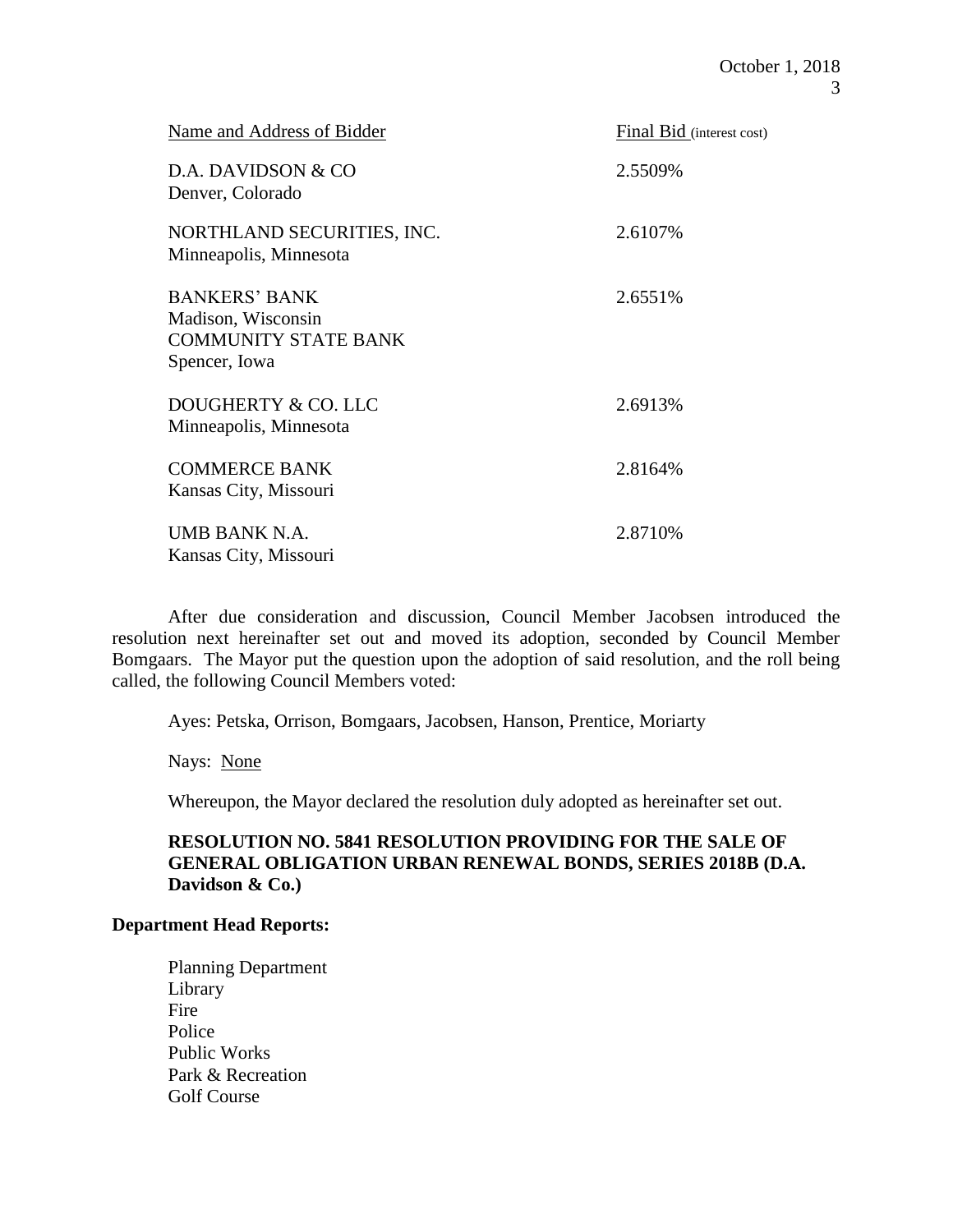| Name and Address of Bidder | Final Bid (interest cost) |
| --- | --- |
| D.A. DAVIDSON & CO<br>Denver, Colorado | 2.5509% |
| NORTHLAND SECURITIES, INC.<br>Minneapolis, Minnesota | 2.6107% |
| BANKERS' BANK<br>Madison, Wisconsin<br>COMMUNITY STATE BANK<br>Spencer, Iowa | 2.6551% |
| DOUGHERTY & CO. LLC<br>Minneapolis, Minnesota | 2.6913% |
| COMMERCE BANK<br>Kansas City, Missouri | 2.8164% |
| UMB BANK N.A.<br>Kansas City, Missouri | 2.8710% |

After due consideration and discussion, Council Member Jacobsen introduced the resolution next hereinafter set out and moved its adoption, seconded by Council Member Bomgaars. The Mayor put the question upon the adoption of said resolution, and the roll being called, the following Council Members voted:

Ayes: Petska, Orrison, Bomgaars, Jacobsen, Hanson, Prentice, Moriarty

Nays: None

Whereupon, the Mayor declared the resolution duly adopted as hereinafter set out.

**RESOLUTION NO. 5841 RESOLUTION PROVIDING FOR THE SALE OF GENERAL OBLIGATION URBAN RENEWAL BONDS, SERIES 2018B (D.A. Davidson & Co.)**

**Department Head Reports:**

Planning Department
Library
Fire
Police
Public Works
Park & Recreation
Golf Course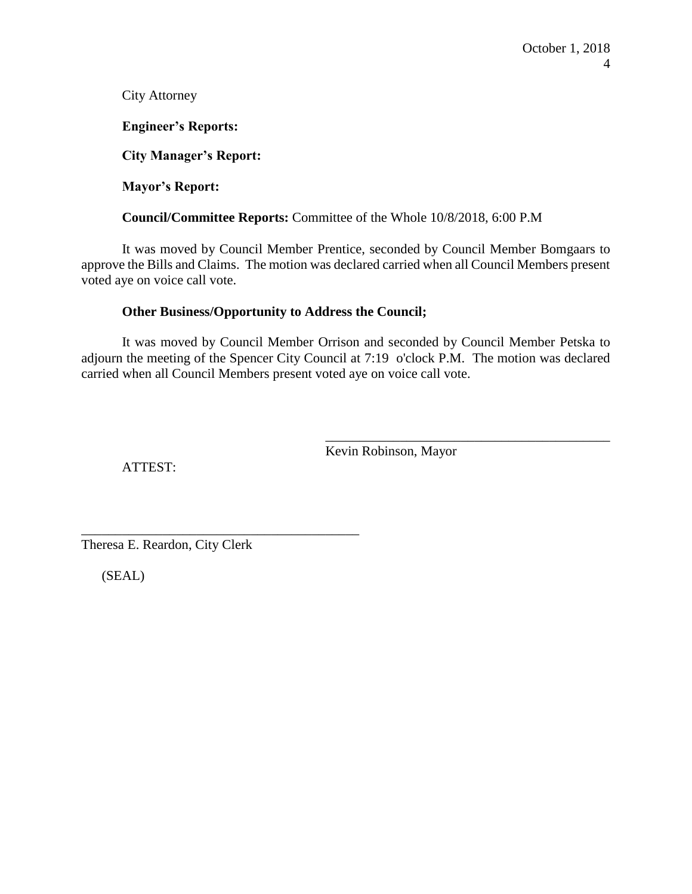City Attorney

**Engineer's Reports:**

**City Manager's Report:**

**Mayor's Report:**

**Council/Committee Reports:** Committee of the Whole 10/8/2018, 6:00 P.M

It was moved by Council Member Prentice, seconded by Council Member Bomgaars to approve the Bills and Claims. The motion was declared carried when all Council Members present voted aye on voice call vote.

**Other Business/Opportunity to Address the Council;**

It was moved by Council Member Orrison and seconded by Council Member Petska to adjourn the meeting of the Spencer City Council at 7:19 o'clock P.M. The motion was declared carried when all Council Members present voted aye on voice call vote.

\_\_\_\_\_\_\_\_\_\_\_\_\_\_\_\_\_\_\_\_\_\_\_\_\_\_\_\_\_\_\_\_\_\_\_\_\_\_\_\_\_\_

Kevin Robinson, Mayor

ATTEST:

\_\_\_\_\_\_\_\_\_\_\_\_\_\_\_\_\_\_\_\_\_\_\_\_\_\_\_\_\_\_\_\_\_\_\_\_\_\_\_\_\_\_

Theresa E. Reardon, City Clerk

(SEAL)